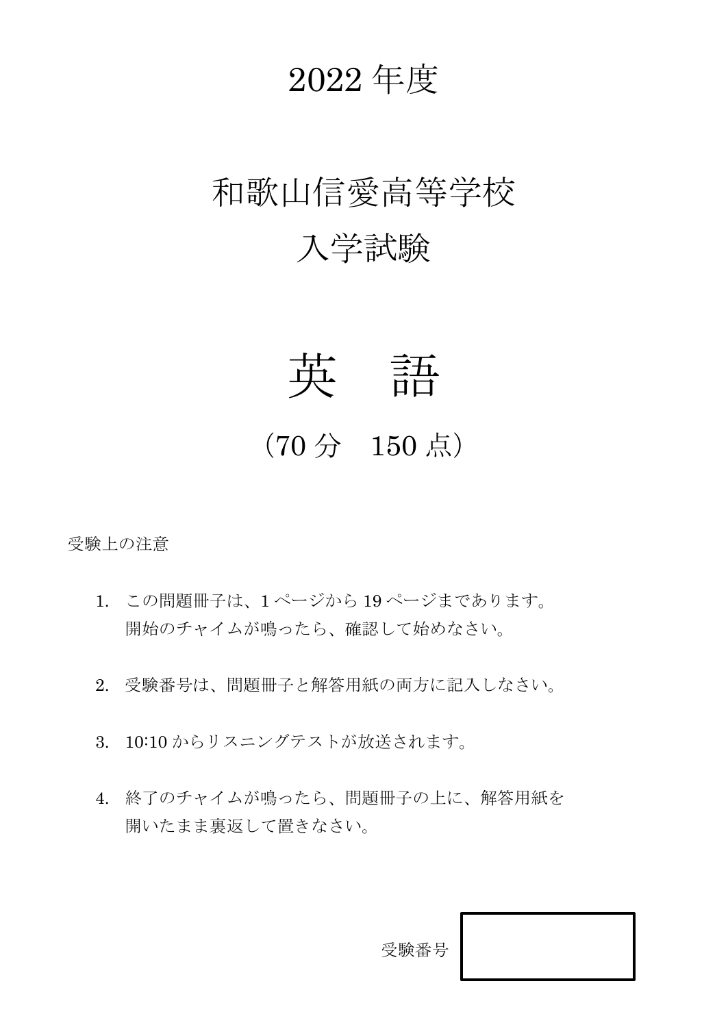# 2022 年度

# 和歌山信愛高等学校
# 入学試験

# 英　語

（70 分　150 点）

受験上の注意

1. この問題冊子は、1 ページから 19 ページまであります。
   開始のチャイムが鳴ったら、確認して始めなさい。

2. 受験番号は、問題冊子と解答用紙の両方に記入しなさい。

3. 10:10 からリスニングテストが放送されます。

4. 終了のチャイムが鳴ったら、問題冊子の上に、解答用紙を
   開いたまま裏返して置きなさい。

受験番号 | |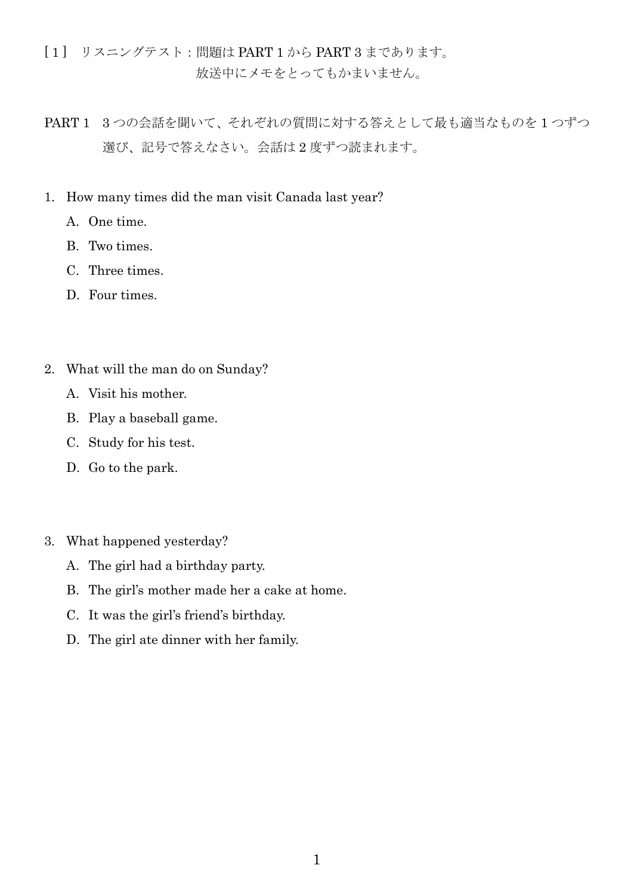［1］ リスニングテスト：問題は PART 1 から PART 3 まであります。
放送中にメモをとってもかまいません。

PART 1　3 つの会話を聞いて、それぞれの質問に対する答えとして最も適当なものを 1 つずつ選び、記号で答えなさい。会話は 2 度ずつ読まれます。

1. How many times did the man visit Canada last year?
   - A. One time.
   - B. Two times.
   - C. Three times.
   - D. Four times.

2. What will the man do on Sunday?
   - A. Visit his mother.
   - B. Play a baseball game.
   - C. Study for his test.
   - D. Go to the park.

3. What happened yesterday?
   - A. The girl had a birthday party.
   - B. The girl's mother made her a cake at home.
   - C. It was the girl's friend's birthday.
   - D. The girl ate dinner with her family.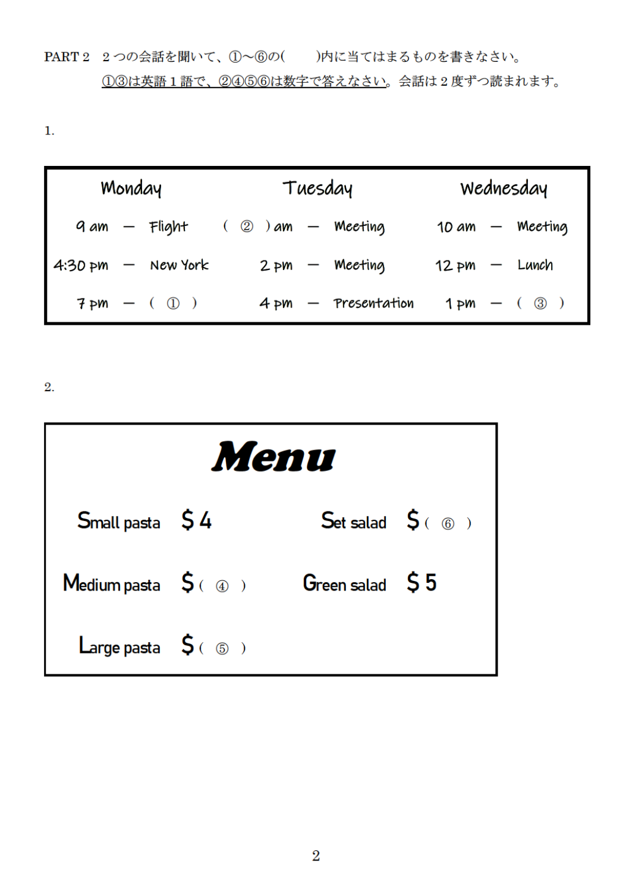PART 2　2 つの会話を聞いて、①～⑥の(　　)内に当てはまるものを書きなさい。

①③は英語 1 語で、②④⑤⑥は数字で答えなさい。会話は 2 度ずつ読まれます。

1.

| Monday | | | Tuesday | | | Wednesday | | |
|---|---|---|---|---|---|---|---|---|
| 9 am | — | Flight | ( ② ) am | — | Meeting | 10 am | — | Meeting |
| 4:30 pm | — | New York | 2 pm | — | Meeting | 12 pm | — | Lunch |
| 7 pm | — | ( ① ) | 4 pm | — | Presentation | 1 pm | — | ( ③ ) |

2.

# Menu

| | | | |
|---|---|---|---|
| Small pasta | $ 4 | Set salad | $ ( ⑥ ) |
| Medium pasta | $ ( ④ ) | Green salad | $ 5 |
| Large pasta | $ ( ⑤ ) | | |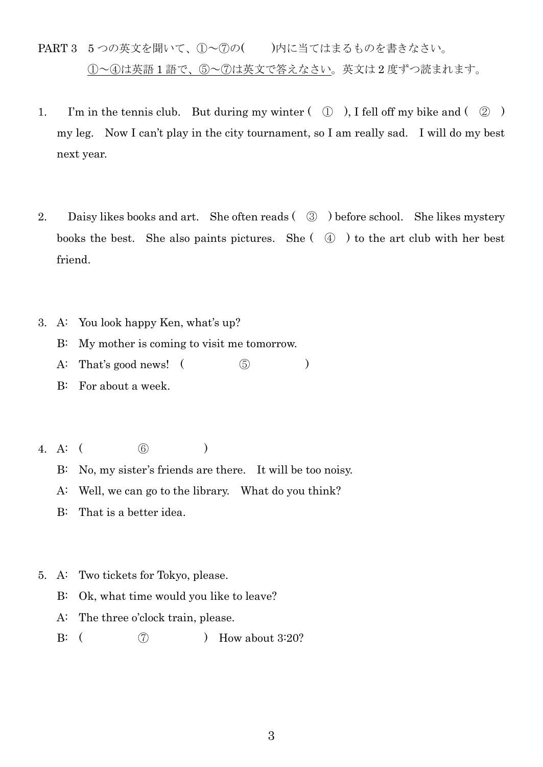PART 3　5 つの英文を聞いて、①～⑦の(　　)内に当てはまるものを書きなさい。
①～④は英語 1 語で、⑤～⑦は英文で答えなさい。英文は 2 度ずつ読まれます。

1. I'm in the tennis club. But during my winter ( ① ), I fell off my bike and ( ② ) my leg. Now I can't play in the city tournament, so I am really sad. I will do my best next year.

2. Daisy likes books and art. She often reads ( ③ ) before school. She likes mystery books the best. She also paints pictures. She ( ④ ) to the art club with her best friend.

3. A: You look happy Ken, what's up?
   B: My mother is coming to visit me tomorrow.
   A: That's good news! ( ⑤ )
   B: For about a week.

4. A: ( ⑥ )
   B: No, my sister's friends are there. It will be too noisy.
   A: Well, we can go to the library. What do you think?
   B: That is a better idea.

5. A: Two tickets for Tokyo, please.
   B: Ok, what time would you like to leave?
   A: The three o'clock train, please.
   B: ( ⑦ ) How about 3:20?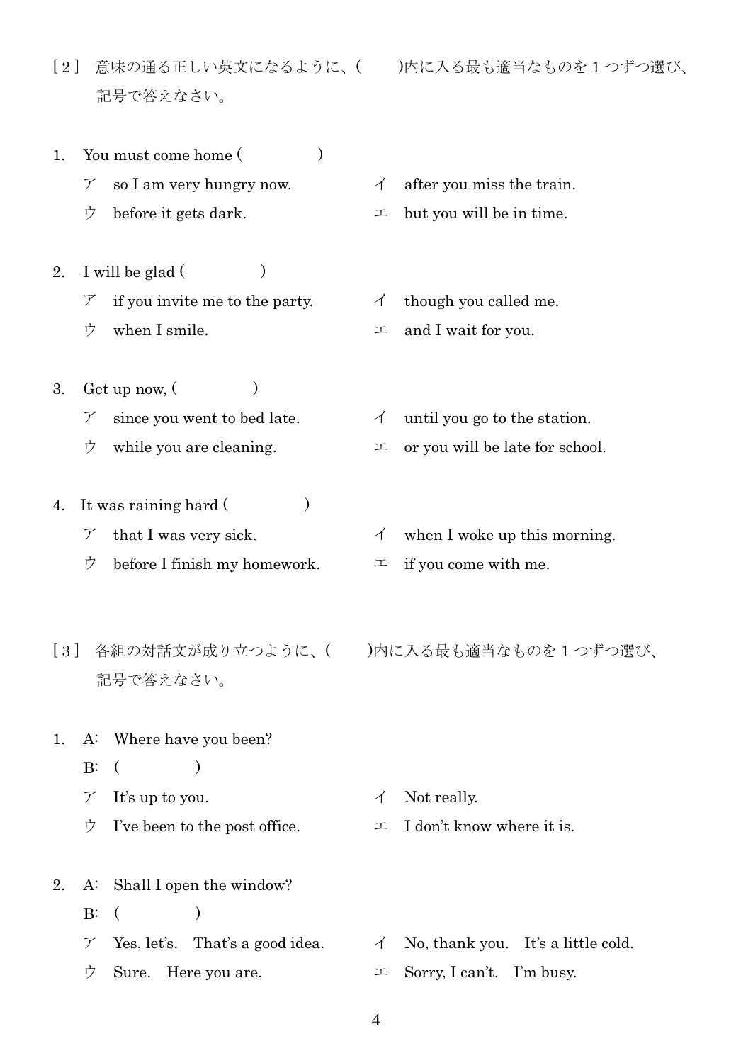［2］ 意味の通る正しい英文になるように、(　　)内に入る最も適当なものを１つずつ選び、記号で答えなさい。

1. You must come home (　　　　　)

　ア　so I am very hungry now.
　イ　after you miss the train.
　ウ　before it gets dark.
　エ　but you will be in time.

2. I will be glad (　　　　　)

　ア　if you invite me to the party.
　イ　though you called me.
　ウ　when I smile.
　エ　and I wait for you.

3. Get up now, (　　　　　)

　ア　since you went to bed late.
　イ　until you go to the station.
　ウ　while you are cleaning.
　エ　or you will be late for school.

4. It was raining hard (　　　　　)

　ア　that I was very sick.
　イ　when I woke up this morning.
　ウ　before I finish my homework.
　エ　if you come with me.

［3］ 各組の対話文が成り立つように、(　　)内に入る最も適当なものを１つずつ選び、記号で答えなさい。

1. A:　Where have you been?
　B:　(　　　　　)

　ア　It's up to you.
　イ　Not really.
　ウ　I've been to the post office.
　エ　I don't know where it is.

2. A:　Shall I open the window?
　B:　(　　　　　)

　ア　Yes, let's.　That's a good idea.
　イ　No, thank you.　It's a little cold.
　ウ　Sure.　Here you are.
　エ　Sorry, I can't.　I'm busy.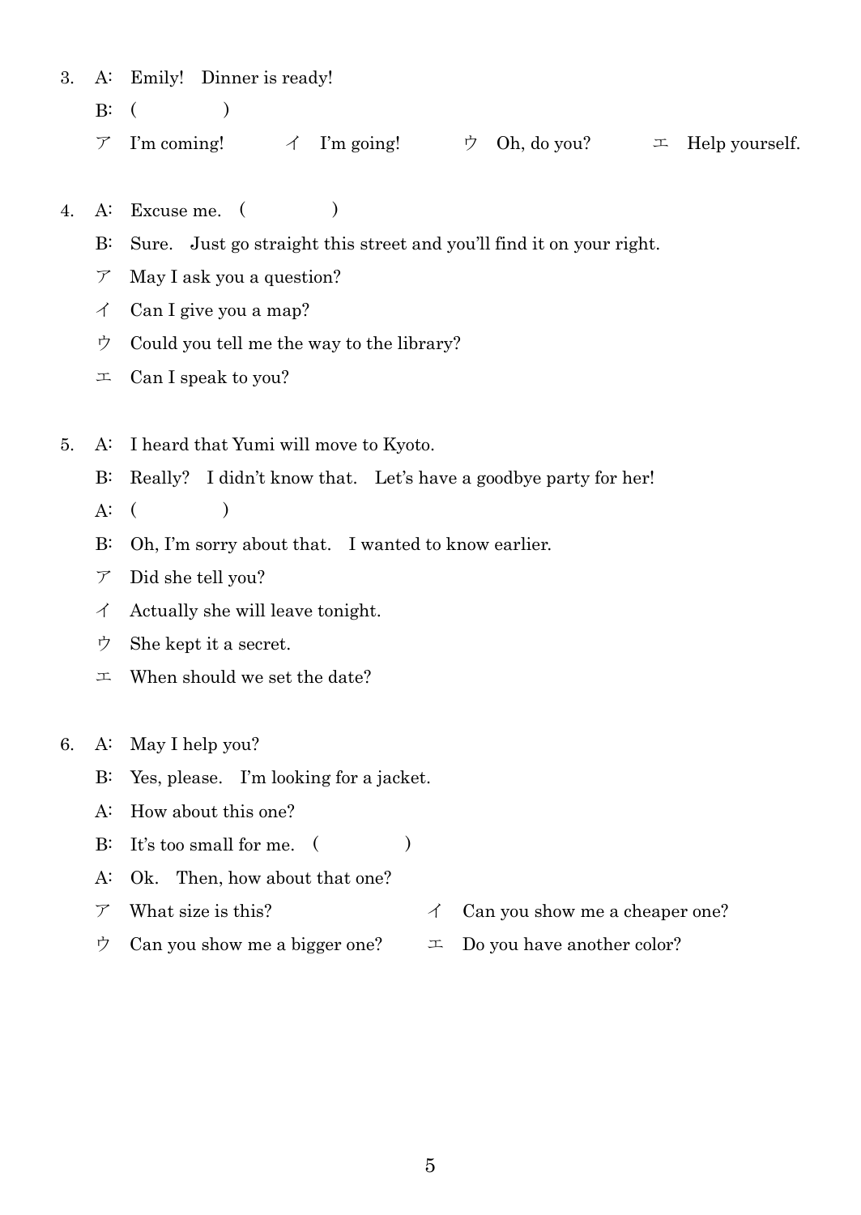3. A: Emily! Dinner is ready!

   B: (　　　　　)

   ア I'm coming!　　イ I'm going!　　ウ Oh, do you?　　エ Help yourself.

4. A: Excuse me. (　　　　　)

   B: Sure. Just go straight this street and you'll find it on your right.

   ア May I ask you a question?

   イ Can I give you a map?

   ウ Could you tell me the way to the library?

   エ Can I speak to you?

5. A: I heard that Yumi will move to Kyoto.

   B: Really? I didn't know that. Let's have a goodbye party for her!

   A: (　　　　　)

   B: Oh, I'm sorry about that. I wanted to know earlier.

   ア Did she tell you?

   イ Actually she will leave tonight.

   ウ She kept it a secret.

   エ When should we set the date?

6. A: May I help you?

   B: Yes, please. I'm looking for a jacket.

   A: How about this one?

   B: It's too small for me. (　　　　　)

   A: Ok. Then, how about that one?

   ア What size is this?　　イ Can you show me a cheaper one?

   ウ Can you show me a bigger one?　　エ Do you have another color?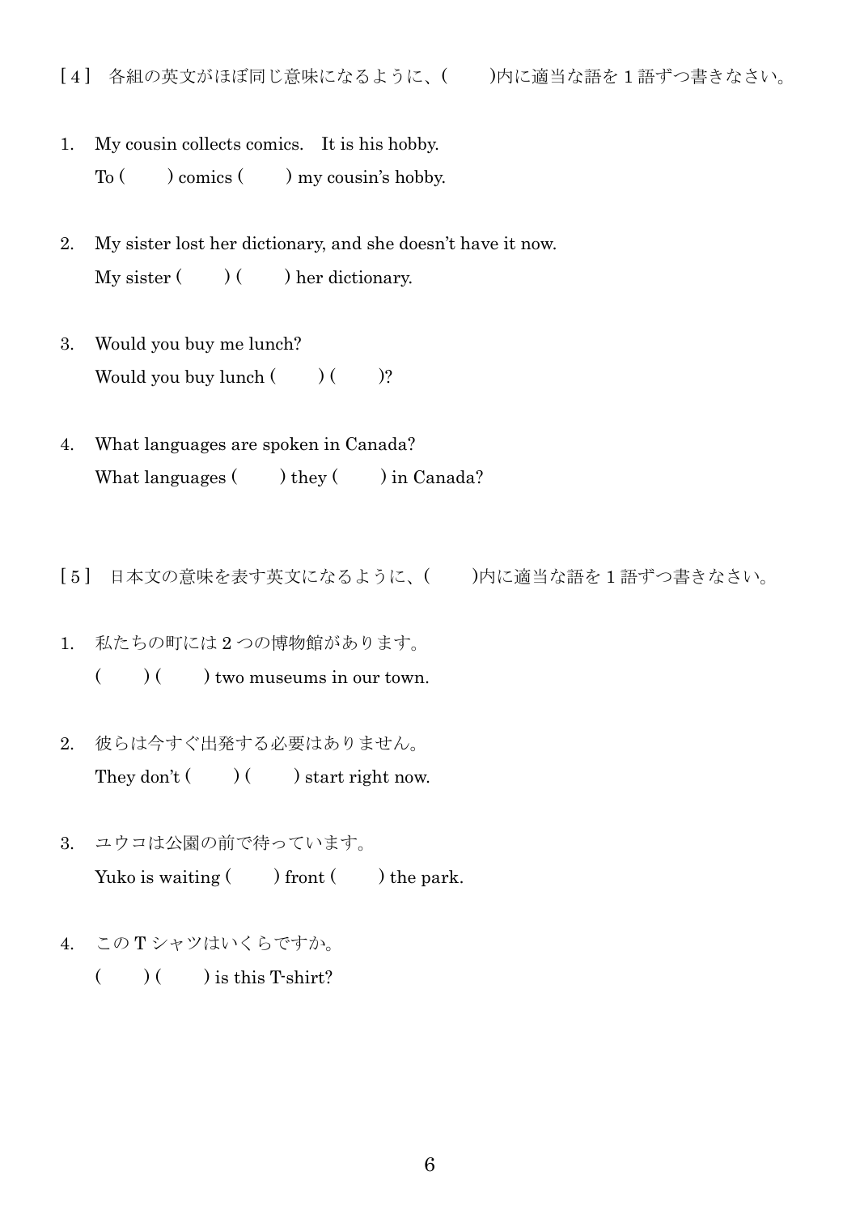［4］ 各組の英文がほぼ同じ意味になるように、(　　)内に適当な語を1語ずつ書きなさい。

1. My cousin collects comics.　It is his hobby.
   To (　　) comics (　　) my cousin's hobby.

2. My sister lost her dictionary, and she doesn't have it now.
   My sister (　　) (　　) her dictionary.

3. Would you buy me lunch?
   Would you buy lunch (　　) (　　)?

4. What languages are spoken in Canada?
   What languages (　　) they (　　) in Canada?

［5］ 日本文の意味を表す英文になるように、(　　)内に適当な語を1語ずつ書きなさい。

1. 私たちの町には2つの博物館があります。
   (　　) (　　) two museums in our town.

2. 彼らは今すぐ出発する必要はありません。
   They don't (　　) (　　) start right now.

3. ユウコは公園の前で待っています。
   Yuko is waiting (　　) front (　　) the park.

4. このTシャツはいくらですか。
   (　　) (　　) is this T-shirt?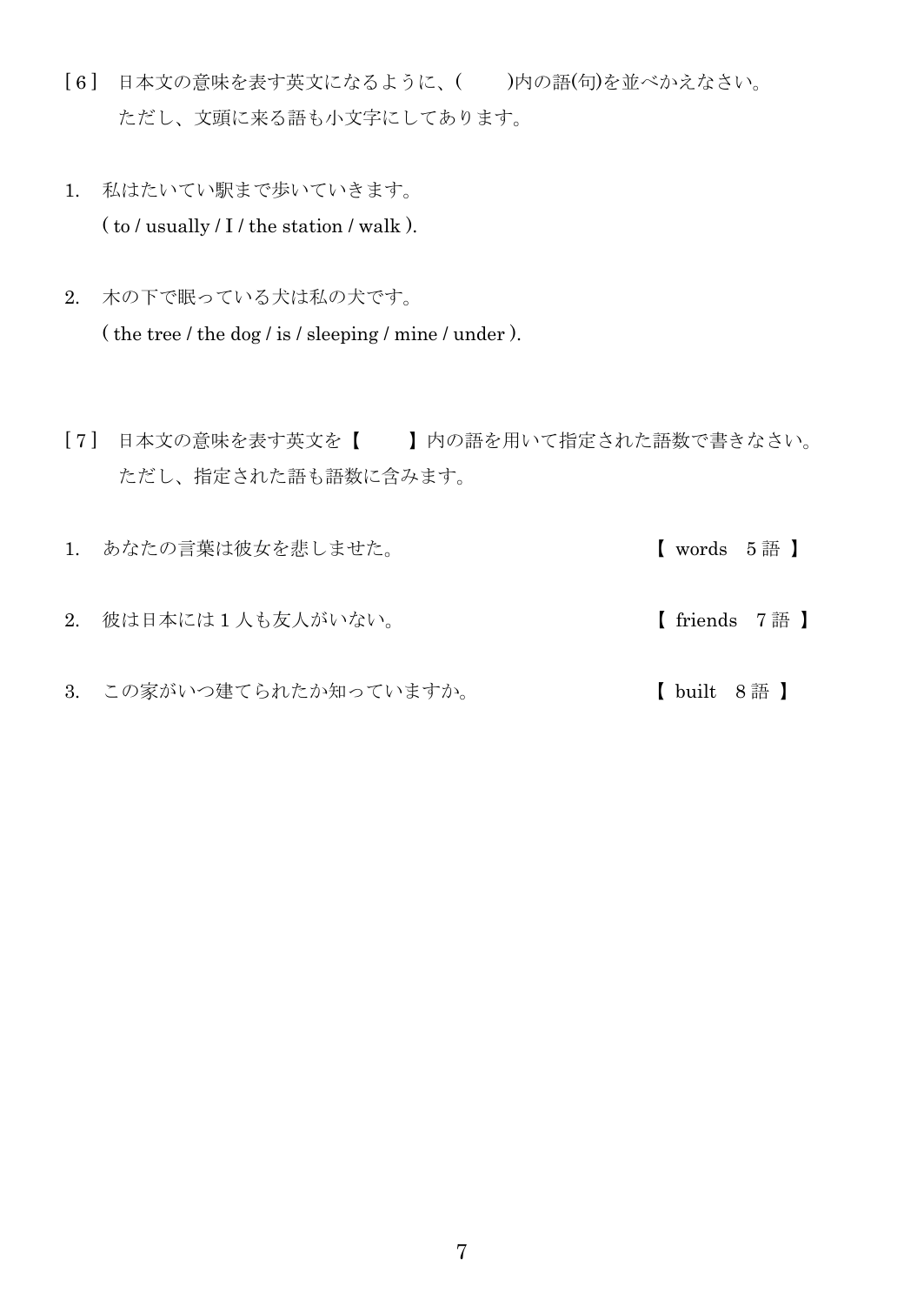［6］ 日本文の意味を表す英文になるように、(　　)内の語(句)を並べかえなさい。
ただし、文頭に来る語も小文字にしてあります。

1. 私はたいてい駅まで歩いていきます。
( to / usually / I / the station / walk ).

2. 木の下で眠っている犬は私の犬です。
( the tree / the dog / is / sleeping / mine / under ).

［7］ 日本文の意味を表す英文を【　　】内の語を用いて指定された語数で書きなさい。
ただし、指定された語も語数に含みます。

1. あなたの言葉は彼女を悲しませた。　　【 words　5 語 】

2. 彼は日本には１人も友人がいない。　　【 friends　7 語 】

3. この家がいつ建てられたか知っていますか。　　【 built　8 語 】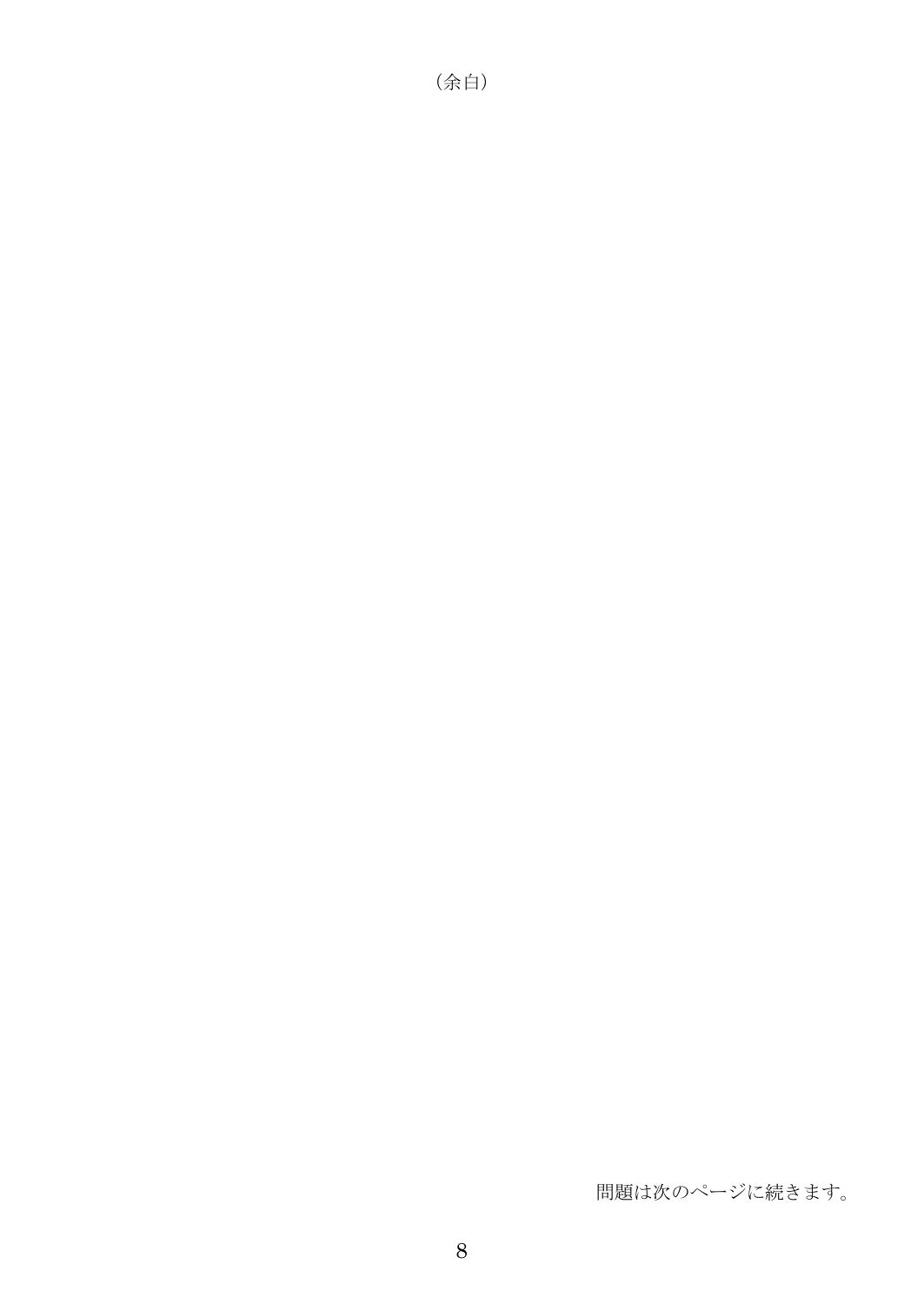（余白）

問題は次のページに続きます。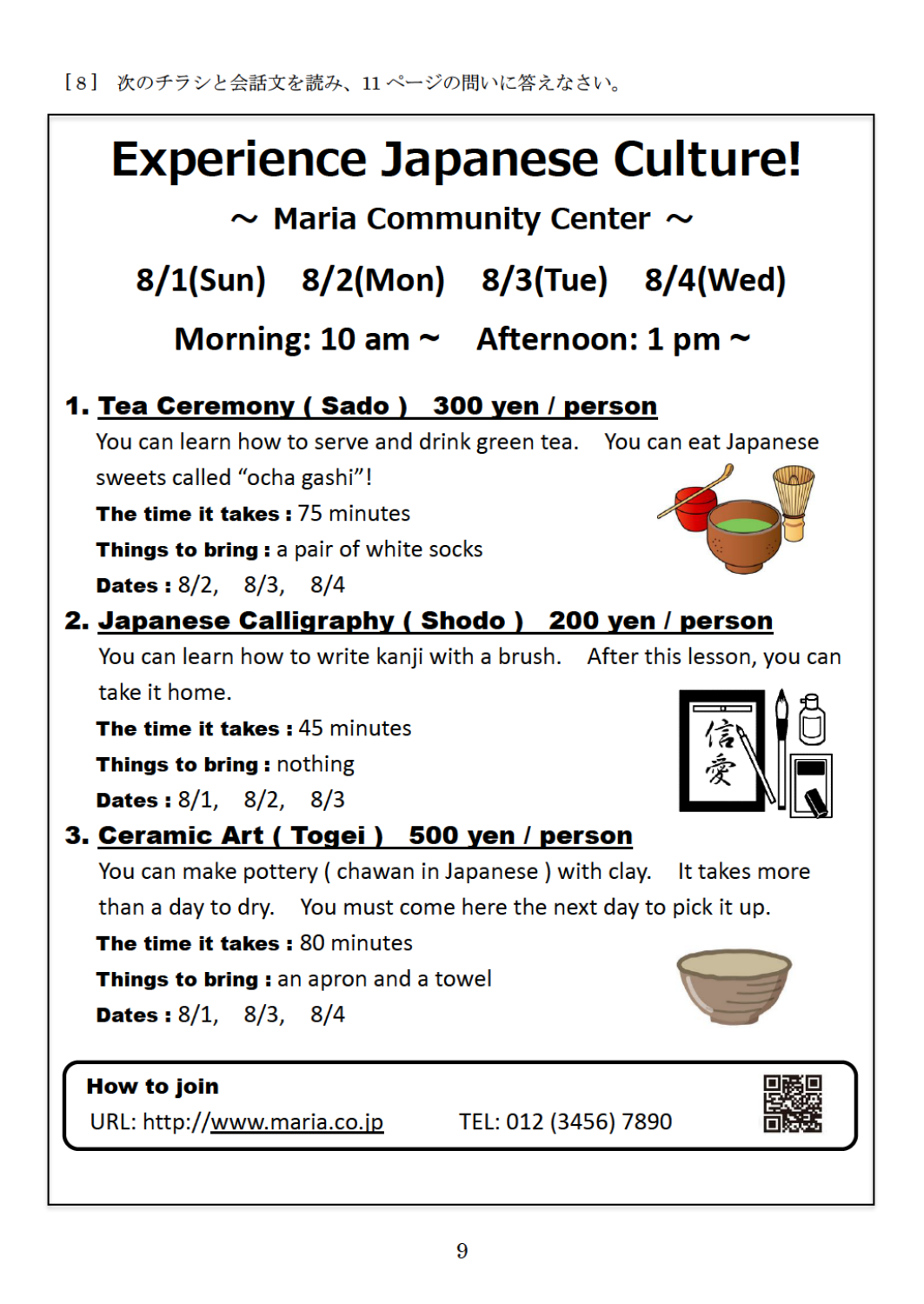［８］ 次のチラシと会話文を読み、11 ページの問いに答えなさい。

# Experience Japanese Culture!

## ～ Maria Community Center ～

**8/1(Sun)　8/2(Mon)　8/3(Tue)　8/4(Wed)**

**Morning: 10 am ～　Afternoon: 1 pm ～**

### 1. Tea Ceremony ( Sado )　300 yen / person

You can learn how to serve and drink green tea.　You can eat Japanese sweets called "ocha gashi"!

**The time it takes :** 75 minutes

**Things to bring :** a pair of white socks

**Dates :** 8/2,　8/3,　8/4

### 2. Japanese Calligraphy ( Shodo )　200 yen / person

You can learn how to write kanji with a brush.　After this lesson, you can take it home.

**The time it takes :** 45 minutes

**Things to bring :** nothing

**Dates :** 8/1,　8/2,　8/3

### 3. Ceramic Art ( Togei )　500 yen / person

You can make pottery ( chawan in Japanese ) with clay.　It takes more than a day to dry.　You can must come here the next day to pick it up.

**The time it takes :** 80 minutes

**Things to bring :** an apron and a towel

**Dates :** 8/1,　8/3,　8/4

**How to join**

URL: http://www.maria.co.jp　　TEL: 012 (3456) 7890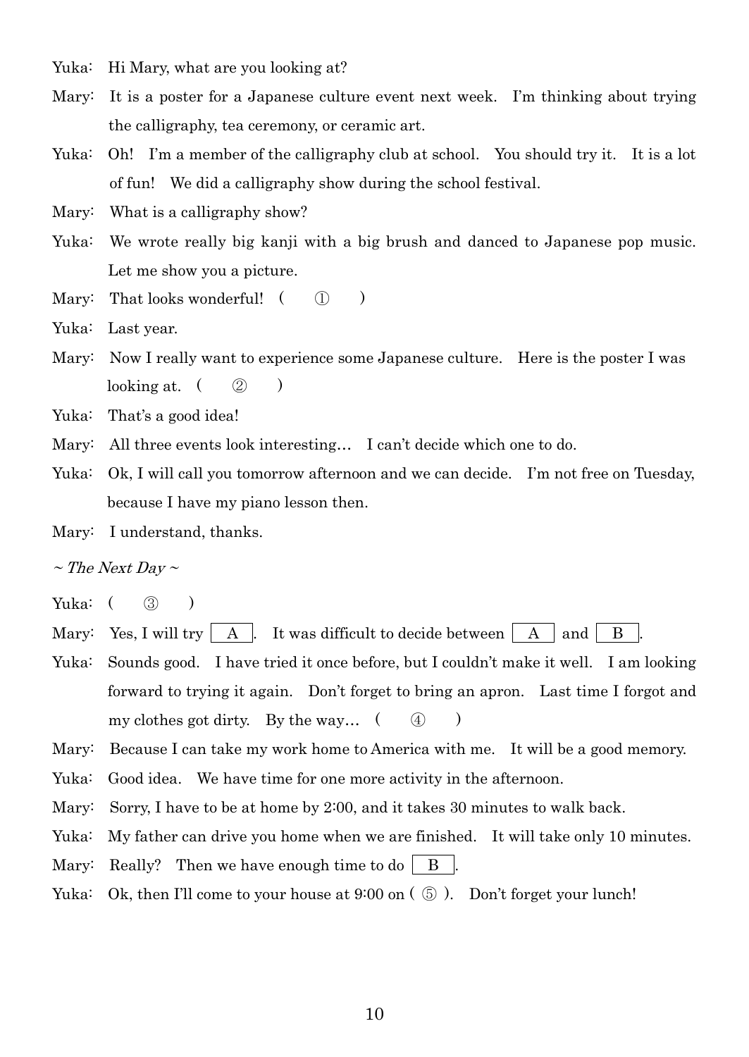Yuka: Hi Mary, what are you looking at?

Mary: It is a poster for a Japanese culture event next week. I'm thinking about trying the calligraphy, tea ceremony, or ceramic art.

Yuka: Oh! I'm a member of the calligraphy club at school. You should try it. It is a lot of fun! We did a calligraphy show during the school festival.

Mary: What is a calligraphy show?

Yuka: We wrote really big kanji with a big brush and danced to Japanese pop music. Let me show you a picture.

Mary: That looks wonderful! ( ① )

Yuka: Last year.

Mary: Now I really want to experience some Japanese culture. Here is the poster I was looking at. ( ② )

Yuka: That's a good idea!

Mary: All three events look interesting… I can't decide which one to do.

Yuka: Ok, I will call you tomorrow afternoon and we can decide. I'm not free on Tuesday, because I have my piano lesson then.

Mary: I understand, thanks.

*~ The Next Day ~*

Yuka: ( ③ )

Mary: Yes, I will try [ A ]. It was difficult to decide between [ A ] and [ B ].

Yuka: Sounds good. I have tried it once before, but I couldn't make it well. I am looking forward to trying it again. Don't forget to bring an apron. Last time I forgot and my clothes got dirty. By the way… ( ④ )

Mary: Because I can take my work home to America with me. It will be a good memory.

Yuka: Good idea. We have time for one more activity in the afternoon.

Mary: Sorry, I have to be at home by 2:00, and it takes 30 minutes to walk back.

Yuka: My father can drive you home when we are finished. It will take only 10 minutes.

Mary: Really? Then we have enough time to do [ B ].

Yuka: Ok, then I'll come to your house at 9:00 on ( ⑤ ). Don't forget your lunch!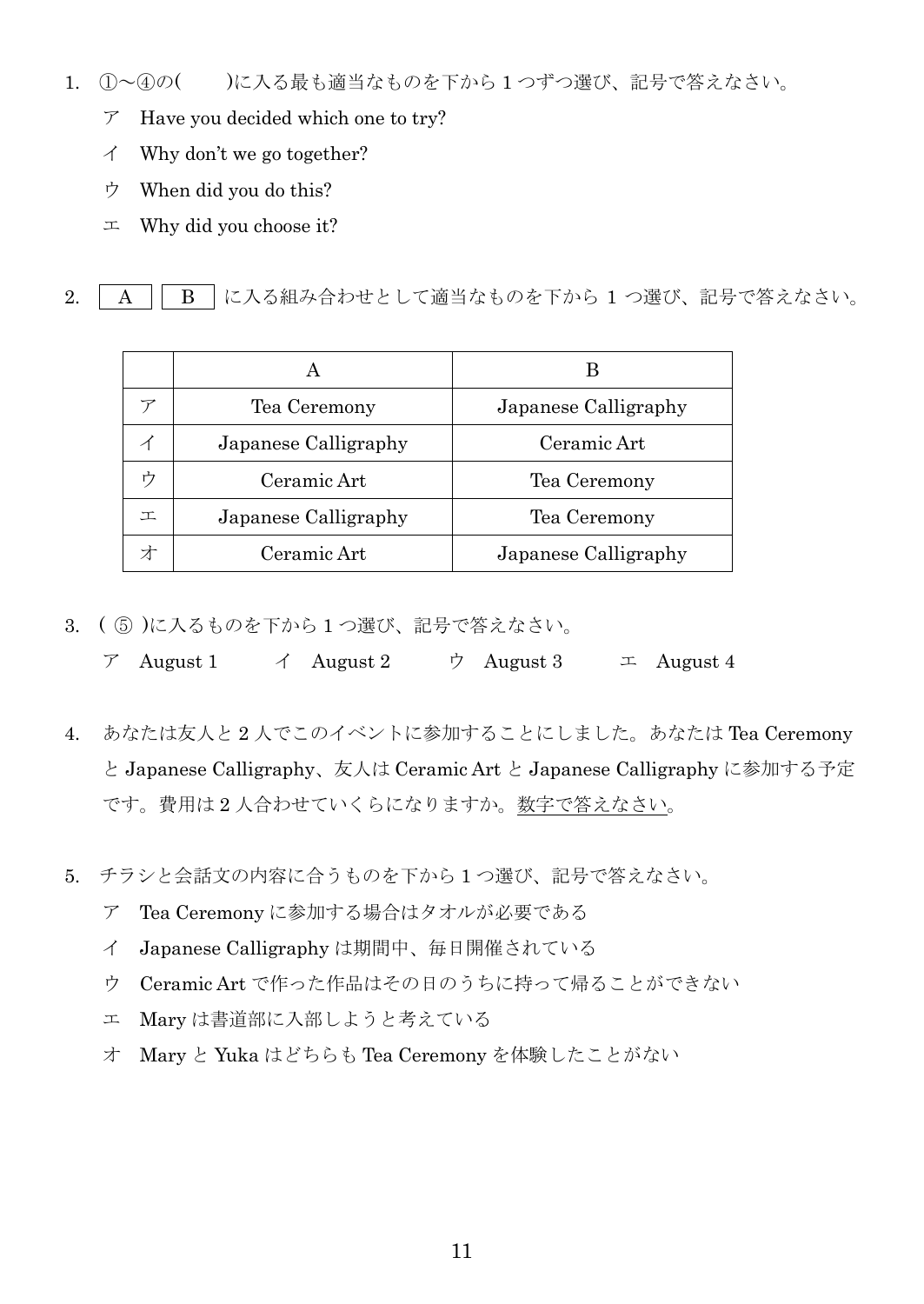1. ①～④の(　　)に入る最も適当なものを下から 1 つずつ選び、記号で答えなさい。

   ア　Have you decided which one to try?

   イ　Why don't we go together?

   ウ　When did you do this?

   エ　Why did you choose it?

2. A B に入る組み合わせとして適当なものを下から 1 つ選び、記号で答えなさい。

|  | A | B |
| --- | --- | --- |
| ア | Tea Ceremony | Japanese Calligraphy |
| イ | Japanese Calligraphy | Ceramic Art |
| ウ | Ceramic Art | Tea Ceremony |
| エ | Japanese Calligraphy | Tea Ceremony |
| オ | Ceramic Art | Japanese Calligraphy |

3. ( ⑤ )に入るものを下から 1 つ選び、記号で答えなさい。

   ア　August 1　　イ　August 2　　ウ　August 3　　エ　August 4

4. あなたは友人と 2 人でこのイベントに参加することにしました。あなたは Tea Ceremony と Japanese Calligraphy、友人は Ceramic Art と Japanese Calligraphy に参加する予定です。費用は 2 人合わせていくらになりますか。<u>数字で答えなさい</u>。

5. チラシと会話文の内容に合うものを下から 1 つ選び、記号で答えなさい。

   ア　Tea Ceremony に参加する場合はタオルが必要である

   イ　Japanese Calligraphy は期間中、毎日開催されている

   ウ　Ceramic Art で作った作品はその日のうちに持って帰ることができない

   エ　Mary は書道部に入部しようと考えている

   オ　Mary と Yuka はどちらも Tea Ceremony を体験したことがない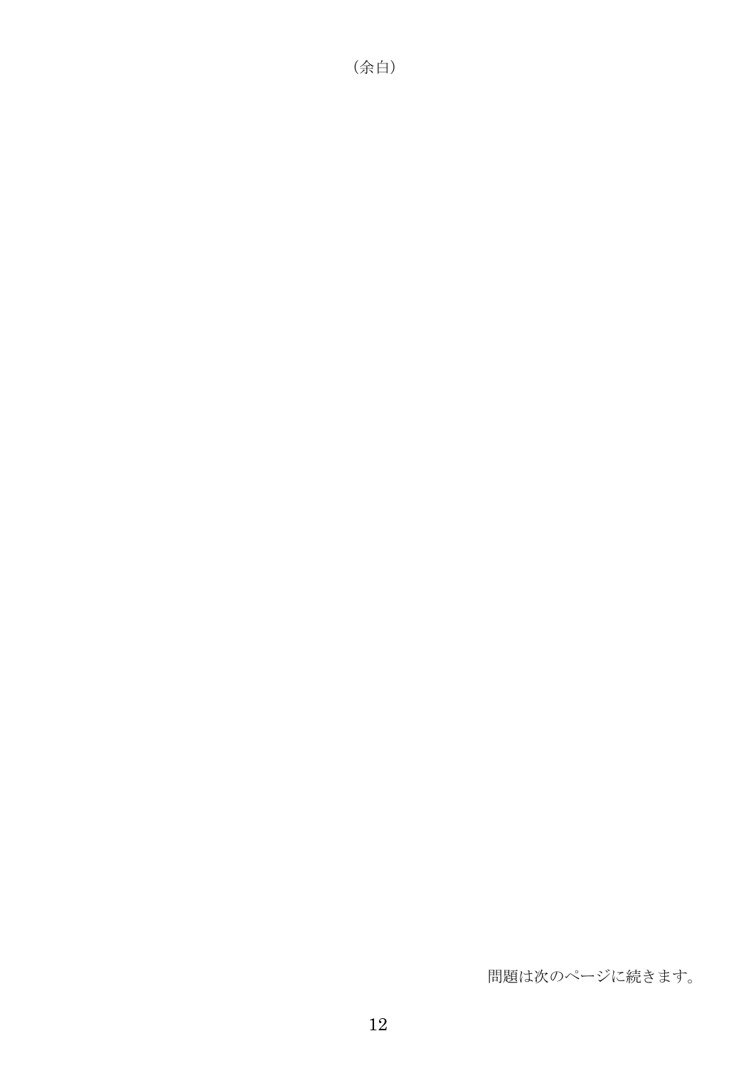（余白）

問題は次のページに続きます。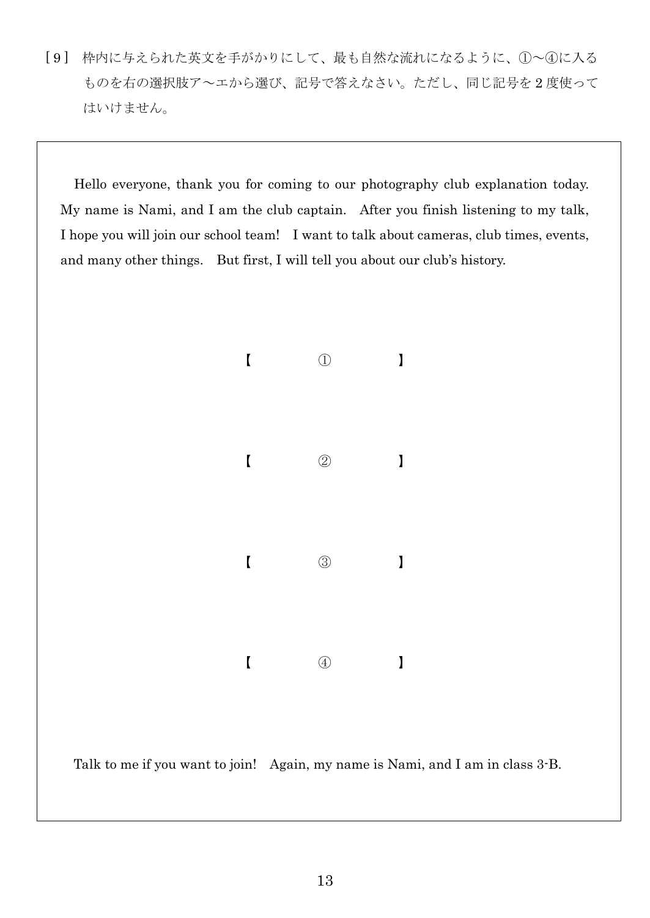［9］ 枠内に与えられた英文を手がかりにして、最も自然な流れになるように、①～④に入るものを右の選択肢ア～エから選び、記号で答えなさい。ただし、同じ記号を 2 度使ってはいけません。

---

Hello everyone, thank you for coming to our photography club explanation today. My name is Nami, and I am the club captain. After you finish listening to my talk, I hope you will join our school team! I want to talk about cameras, club times, events, and many other things. But first, I will tell you about our club's history.

【　　　①　　　】

【　　　②　　　】

【　　　③　　　】

【　　　④　　　】

Talk to me if you want to join! Again, my name is Nami, and I am in class 3-B.

---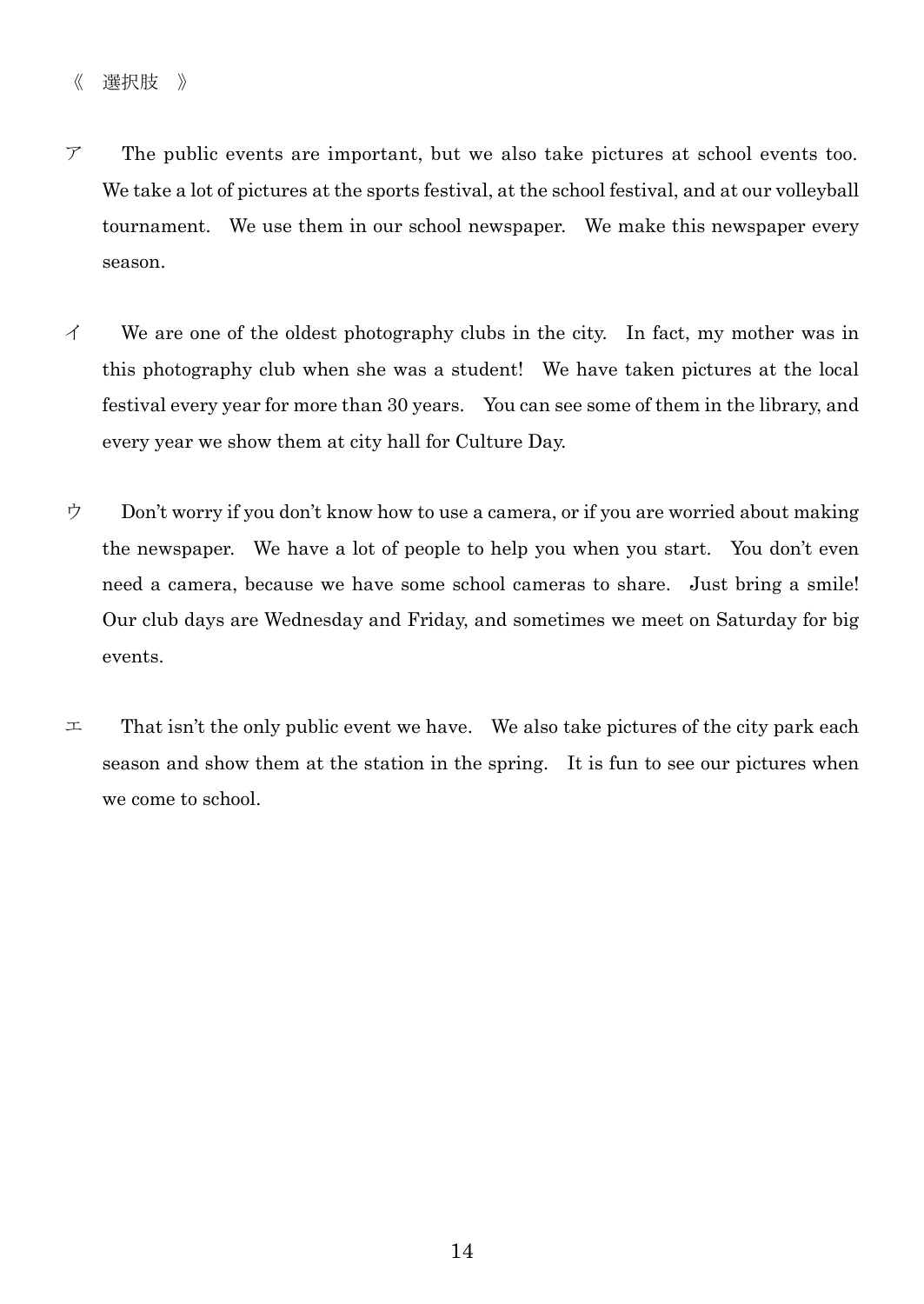《　選択肢　》

ア　The public events are important, but we also take pictures at school events too. We take a lot of pictures at the sports festival, at the school festival, and at our volleyball tournament. We use them in our school newspaper. We make this newspaper every season.

イ　We are one of the oldest photography clubs in the city. In fact, my mother was in this photography club when she was a student! We have taken pictures at the local festival every year for more than 30 years. You can see some of them in the library, and every year we show them at city hall for Culture Day.

ウ　Don't worry if you don't know how to use a camera, or if you are worried about making the newspaper. We have a lot of people to help you when you start. You don't even need a camera, because we have some school cameras to share. Just bring a smile! Our club days are Wednesday and Friday, and sometimes we meet on Saturday for big events.

エ　That isn't the only public event we have. We also take pictures of the city park each season and show them at the station in the spring. It is fun to see our pictures when we come to school.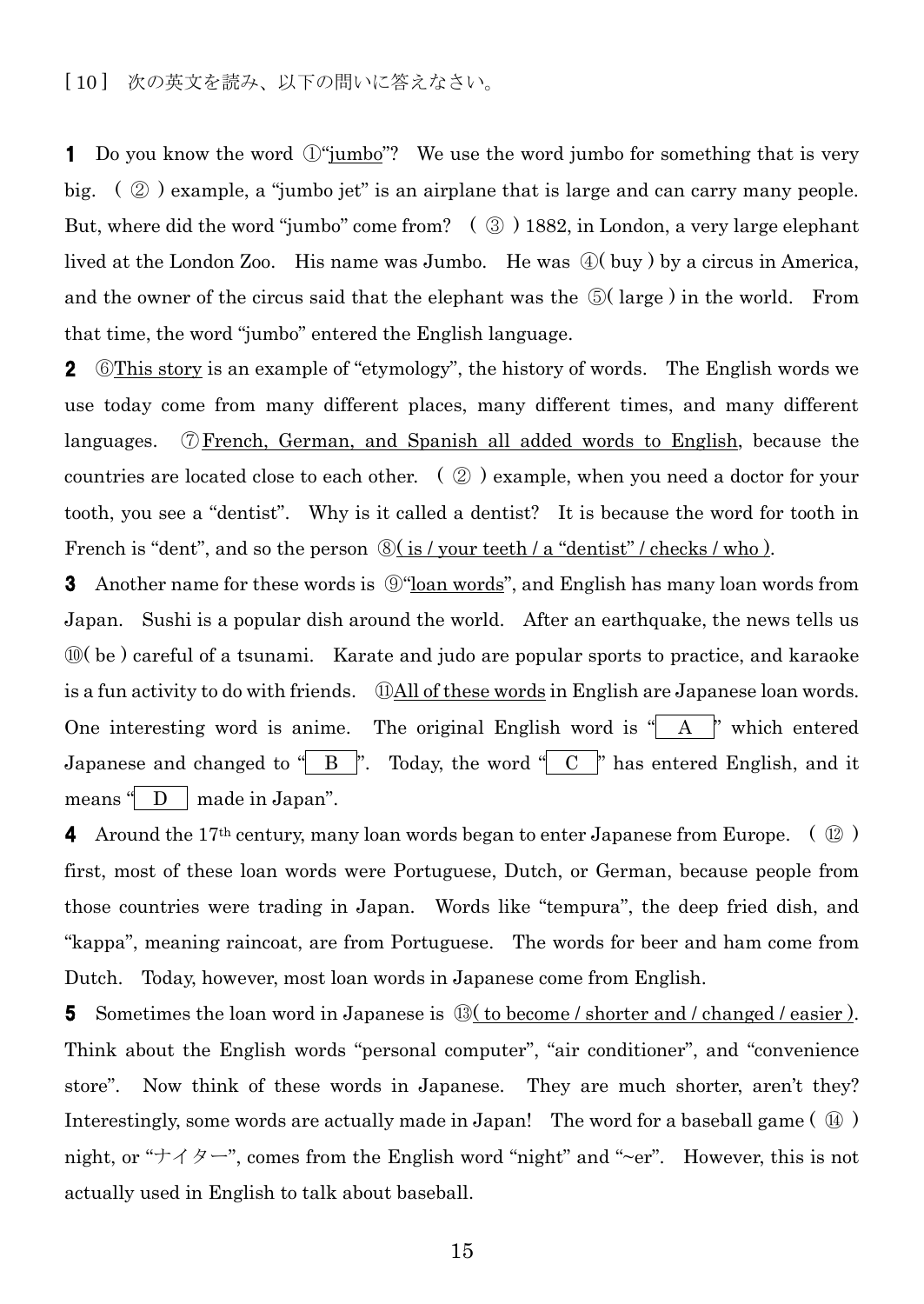［10］ 次の英文を読み、以下の問いに答えなさい。

**1** Do you know the word ①"<u>jumbo</u>"? We use the word jumbo for something that is very big. ( ② ) example, a "jumbo jet" is an airplane that is large and can carry many people. But, where did the word "jumbo" come from? ( ③ ) 1882, in London, a very large elephant lived at the London Zoo. His name was Jumbo. He was ④( buy ) by a circus in America, and the owner of the circus said that the elephant was the ⑤( large ) in the world. From that time, the word "jumbo" entered the English language.

**2** ⑥<u>This story</u> is an example of "etymology", the history of words. The English words we use today come from many different places, many different times, and many different languages. ⑦<u>French, German, and Spanish all added words to English</u>, because the countries are located close to each other. ( ② ) example, when you need a doctor for your tooth, you see a "dentist". Why is it called a dentist? It is because the word for tooth in French is "dent", and so the person ⑧<u>( is / your teeth / a "dentist" / checks / who )</u>.

**3** Another name for these words is ⑨"<u>loan words</u>", and English has many loan words from Japan. Sushi is a popular dish around the world. After an earthquake, the news tells us ⑩( be ) careful of a tsunami. Karate and judo are popular sports to practice, and karaoke is a fun activity to do with friends. ⑪<u>All of these words</u> in English are Japanese loan words. One interesting word is anime. The original English word is "[ A ]" which entered Japanese and changed to "[ B ]". Today, the word "[ C ]" has entered English, and it means "[ D ] made in Japan".

**4** Around the 17th century, many loan words began to enter Japanese from Europe. ( ⑫ ) first, most of these loan words were Portuguese, Dutch, or German, because people from those countries were trading in Japan. Words like "tempura", the deep fried dish, and "kappa", meaning raincoat, are from Portuguese. The words for beer and ham come from Dutch. Today, however, most loan words in Japanese come from English.

**5** Sometimes the loan word in Japanese is ⑬<u>( to become / shorter and / changed / easier )</u>. Think about the English words "personal computer", "air conditioner", and "convenience store". Now think of these words in Japanese. They are much shorter, aren't they? Interestingly, some words are actually made in Japan! The word for a baseball game ( ⑭ ) night, or "ナイター", comes from the English word "night" and "~er". However, this is not actually used in English to talk about baseball.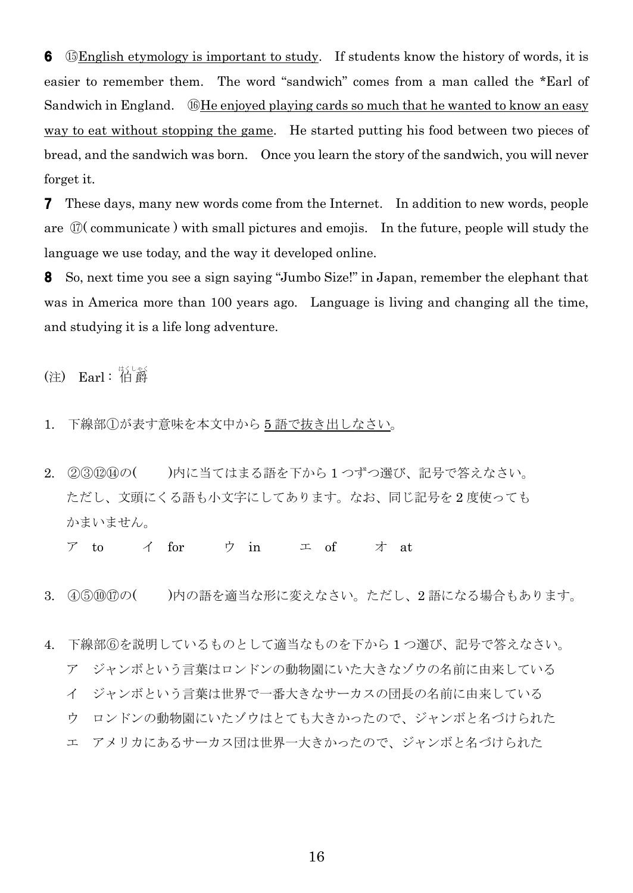**6** ⑮English etymology is important to study. If students know the history of words, it is easier to remember them. The word "sandwich" comes from a man called the *Earl of Sandwich in England. ⑯He enjoyed playing cards so much that he wanted to know an easy way to eat without stopping the game. He started putting his food between two pieces of bread, and the sandwich was born. Once you learn the story of the sandwich, you will never forget it.

**7** These days, many new words come from the Internet. In addition to new words, people are ⑰( communicate ) with small pictures and emojis. In the future, people will study the language we use today, and the way it developed online.

**8** So, next time you see a sign saying "Jumbo Size!" in Japan, remember the elephant that was in America more than 100 years ago. Language is living and changing all the time, and studying it is a life long adventure.

(注) Earl：伯爵(はくしゃく)

1. 下線部①が表す意味を本文中から<u>5 語で抜き出しなさい</u>。

2. ②③⑫⑭の(　　)内に当てはまる語を下から 1 つずつ選び、記号で答えなさい。
   ただし、文頭にくる語も小文字にしてあります。なお、同じ記号を 2 度使っても
   かまいません。

   ア to　　イ for　　ウ in　　エ of　　オ at

3. ④⑤⑩⑰の(　　)内の語を適当な形に変えなさい。ただし、2 語になる場合もあります。

4. 下線部⑥を説明しているものとして適当なものを下から 1 つ選び、記号で答えなさい。
   ア　ジャンボという言葉はロンドンの動物園にいた大きなゾウの名前に由来している
   イ　ジャンボという言葉は世界で一番大きなサーカスの団長の名前に由来している
   ウ　ロンドンの動物園にいたゾウはとても大きかったので、ジャンボと名づけられた
   エ　アメリカにあるサーカス団は世界一大きかったので、ジャンボと名づけられた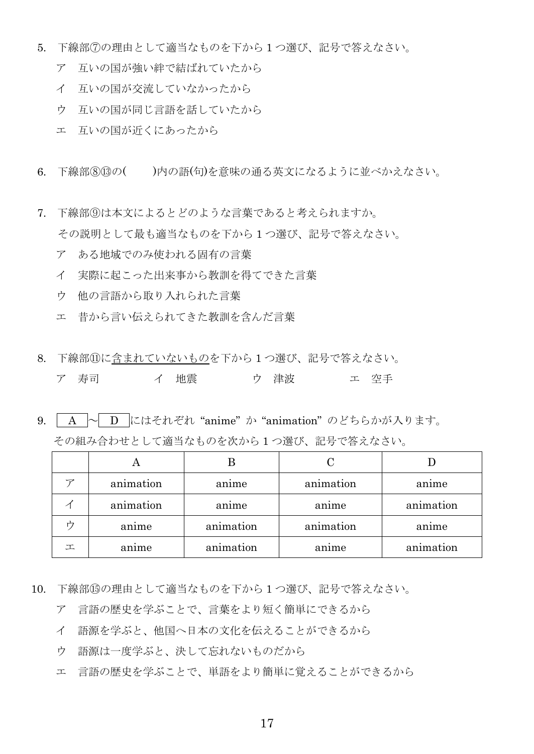5. 下線部⑦の理由として適当なものを下から 1 つ選び、記号で答えなさい。

   ア　互いの国が強い絆で結ばれていたから

   イ　互いの国が交流していなかったから

   ウ　互いの国が同じ言語を話していたから

   エ　互いの国が近くにあったから

6. 下線部⑧⑬の(　　)内の語(句)を意味の通る英文になるように並べかえなさい。

7. 下線部⑨は本文によるとどのような言葉であると考えられますか。
   その説明として最も適当なものを下から 1 つ選び、記号で答えなさい。

   ア　ある地域でのみ使われる固有の言葉

   イ　実際に起こった出来事から教訓を得てできた言葉

   ウ　他の言語から取り入れられた言葉

   エ　昔から言い伝えられてきた教訓を含んだ言葉

8. 下線部⑪に<u>含まれていないもの</u>を下から 1 つ選び、記号で答えなさい。

   ア　寿司　　　　イ　地震　　　　ウ　津波　　　　エ　空手

9. [ A ]～[ D ]にはそれぞれ “anime” か “animation” のどちらかが入ります。
   その組み合わせとして適当なものを次から 1 つ選び、記号で答えなさい。

| | A | B | C | D |
|---|---|---|---|---|
| ア | animation | anime | animation | anime |
| イ | animation | anime | anime | animation |
| ウ | anime | animation | animation | anime |
| エ | anime | animation | anime | animation |

10. 下線部⑮の理由として適当なものを下から 1 つ選び、記号で答えなさい。

    ア　言語の歴史を学ぶことで、言葉をより短く簡単にできるから

    イ　語源を学ぶと、他国へ日本の文化を伝えることができるから

    ウ　語源は一度学ぶと、決して忘れないものだから

    エ　言語の歴史を学ぶことで、単語をより簡単に覚えることができるから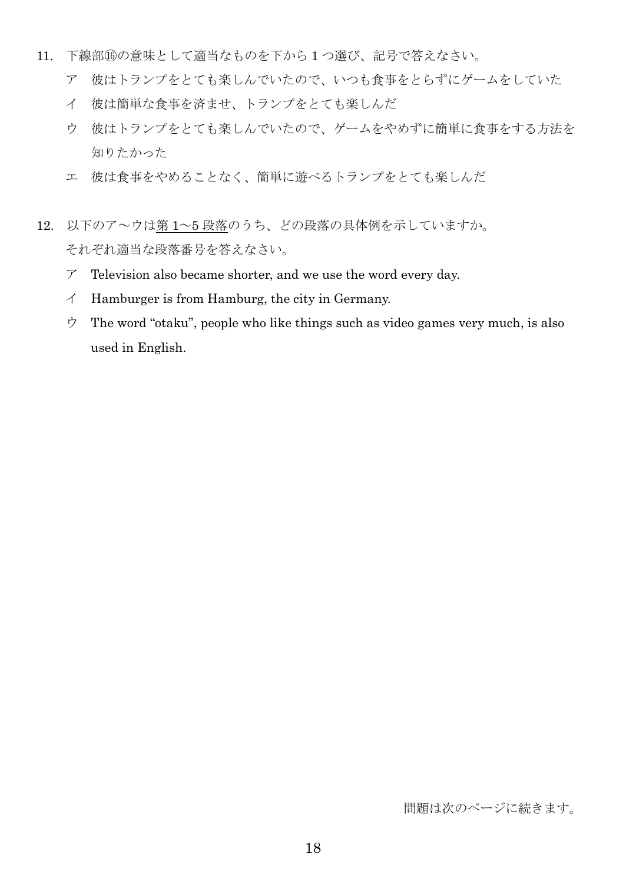11. 下線部⑯の意味として適当なものを下から１つ選び、記号で答えなさい。

　ア　彼はトランプをとても楽しんでいたので、いつも食事をとらずにゲームをしていた

　イ　彼は簡単な食事を済ませ、トランプをとても楽しんだ

　ウ　彼はトランプをとても楽しんでいたので、ゲームをやめずに簡単に食事をする方法を知りたかった

　エ　彼は食事をやめることなく、簡単に遊べるトランプをとても楽しんだ

12. 以下のア～ウは<u>第 1～5 段落</u>のうち、どの段落の具体例を示していますか。
それぞれ適当な段落番号を答えなさい。

　ア　Television also became shorter, and we use the word every day.

　イ　Hamburger is from Hamburg, the city in Germany.

　ウ　The word “otaku”, people who like things such as video games very much, is also used in English.

問題は次のページに続きます。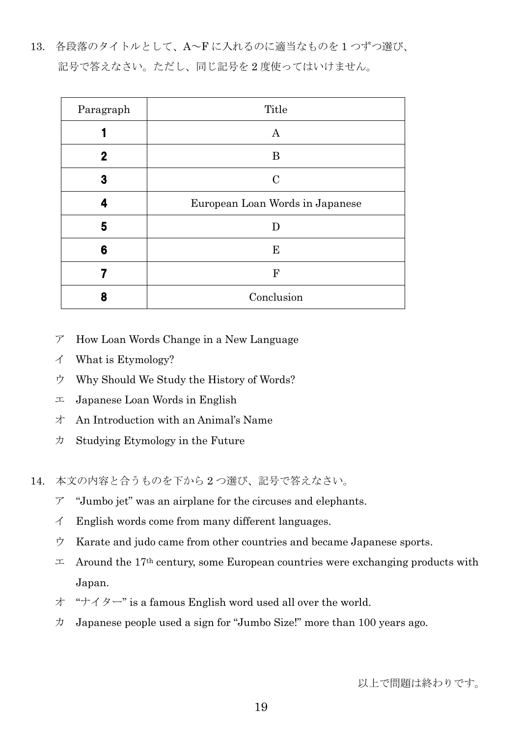13. 各段落のタイトルとして、A～F に入れるのに適当なものを 1 つずつ選び、記号で答えなさい。ただし、同じ記号を 2 度使ってはいけません。

| Paragraph | Title |
|---|---|
| **1** | A |
| **2** | B |
| **3** | C |
| **4** | European Loan Words in Japanese |
| **5** | D |
| **6** | E |
| **7** | F |
| **8** | Conclusion |

ア How Loan Words Change in a New Language

イ What is Etymology?

ウ Why Should We Study the History of Words?

エ Japanese Loan Words in English

オ An Introduction with an Animal's Name

カ Studying Etymology in the Future

14. 本文の内容と合うものを下から 2 つ選び、記号で答えなさい。

ア "Jumbo jet" was an airplane for the circuses and elephants.

イ English words come from many different languages.

ウ Karate and judo came from other countries and became Japanese sports.

エ Around the 17th century, some European countries were exchanging products with Japan.

オ "ナイター" is a famous English word used all over the world.

カ Japanese people used a sign for "Jumbo Size!" more than 100 years ago.

以上で問題は終わりです。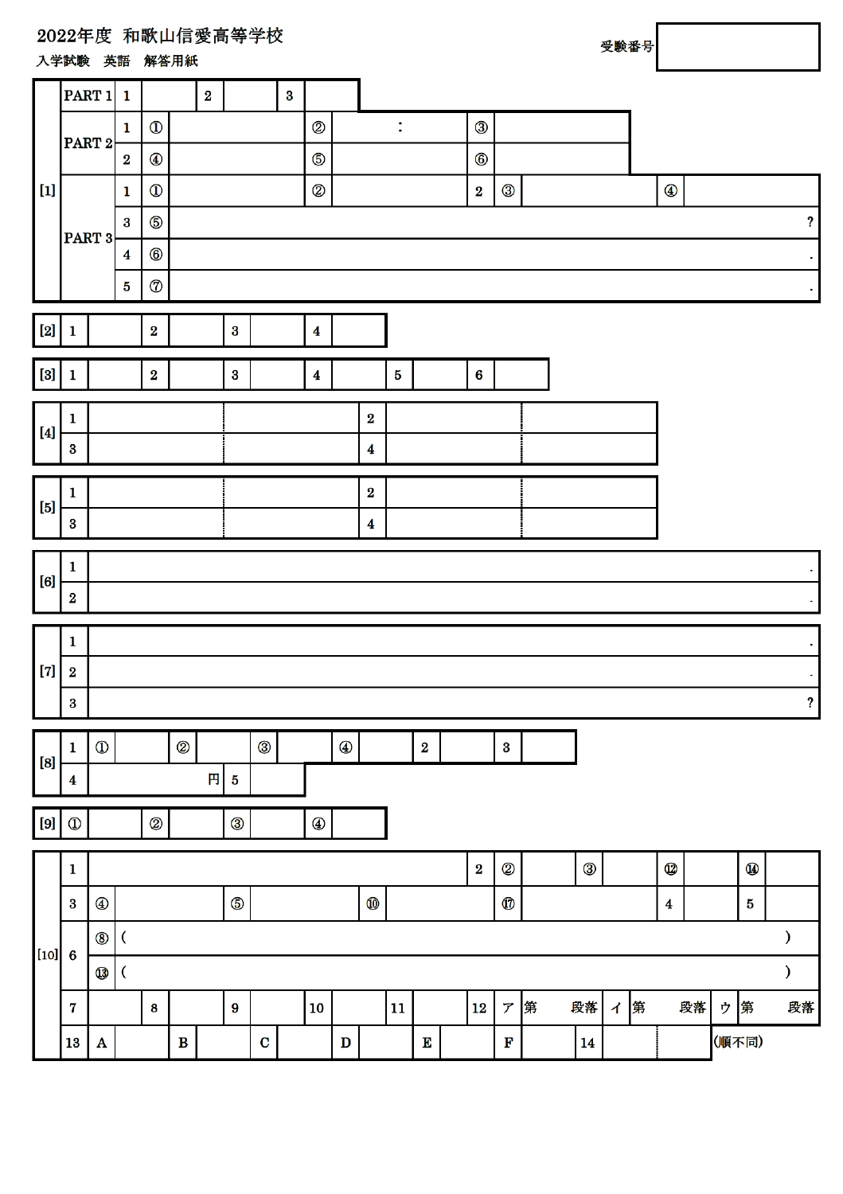# 2022年度 和歌山信愛高等学校

入学試験　英語　解答用紙

受験番号

| [1] | | | | | | | | | | |
|---|---|---|---|---|---|---|---|---|---|---|
| PART 1 | 1 | | 2 | | 3 | | | | | |
| PART 2 | 1 | ① | | ② | ： | ③ | | | | |
| | 2 | ④ | | ⑤ | | ⑥ | | | | |
| PART 3 | 1 | ① | | ② | | 2 | ③ | | ④ | |
| | 3 | ⑤ | ? | | | | | | | |
| | 4 | ⑥ | . | | | | | | | |
| | 5 | ⑦ | . | | | | | | | |

| [2] | 1 | | 2 | | 3 | | 4 | |
|---|---|---|---|---|---|---|---|---|

| [3] | 1 | | 2 | | 3 | | 4 | | 5 | | 6 | |
|---|---|---|---|---|---|---|---|---|---|---|---|---|

| [4] | | | | | | |
|---|---|---|---|---|---|---|
| 1 | | | 2 | | | |
| 3 | | | 4 | | | |

| [5] | | | | | | |
|---|---|---|---|---|---|---|
| 1 | | | 2 | | | |
| 3 | | | 4 | | | |

| [6] | |
|---|---|
| 1 | . |
| 2 | . |

| [7] | |
|---|---|
| 1 | . |
| 2 | . |
| 3 | ? |

| [8] | | | | | | | | | | | | |
|---|---|---|---|---|---|---|---|---|---|---|---|---|
| 1 | ① | | ② | | ③ | | ④ | | 2 | | 3 | |
| 4 | 円 | 5 | | | | | | | | | | |

| [9] | ① | | ② | | ③ | | ④ | |
|---|---|---|---|---|---|---|---|---|

| [10] | | | | | | | | | | | | | |
|---|---|---|---|---|---|---|---|---|---|---|---|---|---|
| 1 | | 2 | ② | | ③ | | ⑫ | | ⑭ | | | | |
| 3 | ④ | | ⑤ | | ⑩ | | ⑰ | | 4 | | 5 | | |
| 6 | ⑧ | ( ) | | | | | | | | | | | |
| | ⑬ | ( ) | | | | | | | | | | | |
| 7 | | 8 | | 9 | | 10 | | 11 | | 12 | ア 第　段落 | イ 第　段落 | ウ 第　段落 |
| 13 | A | | B | | C | | D | | E | | F | | |
| 14 | | | (順不同) | | | | | | | | | | |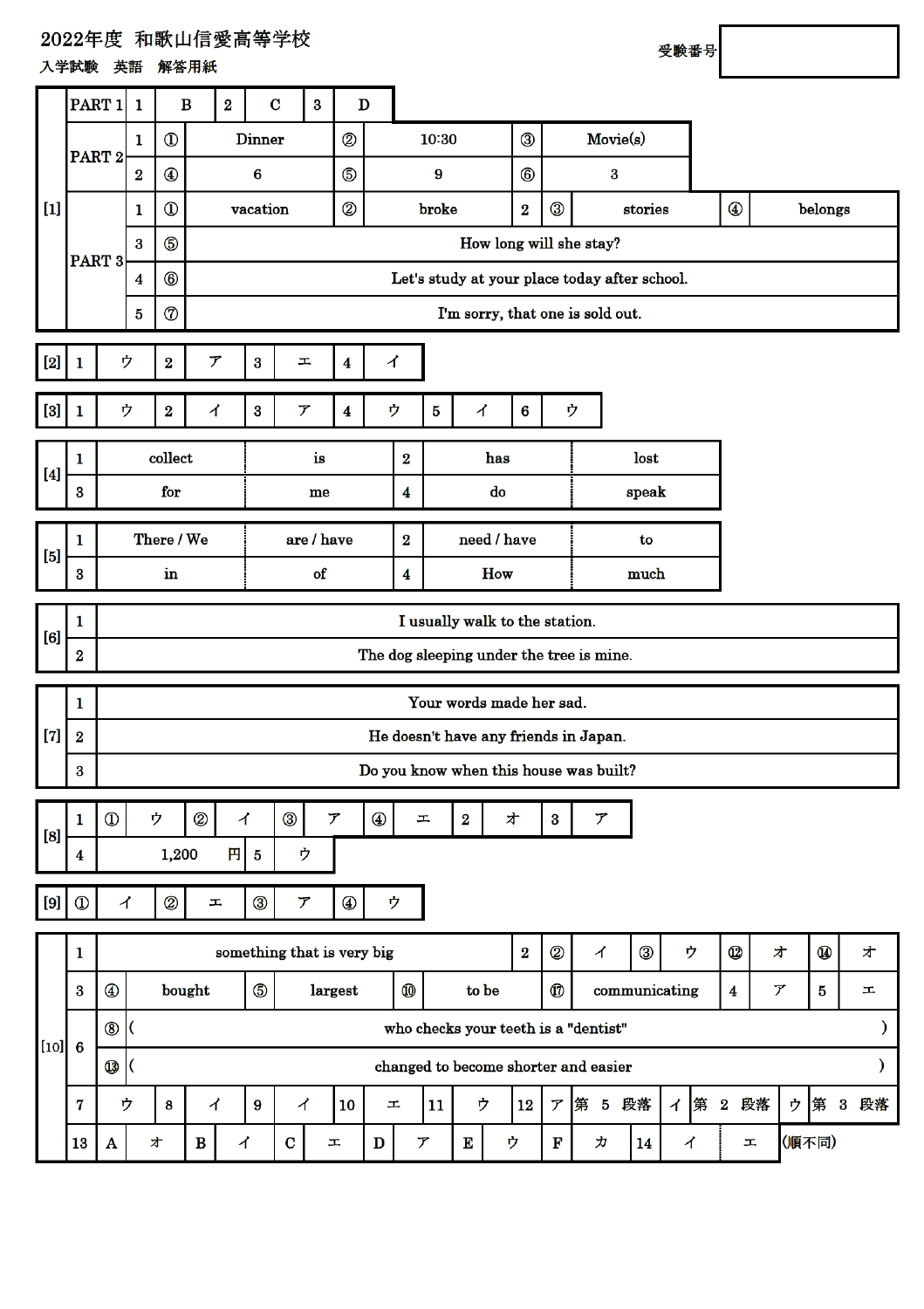# 2022年度 和歌山信愛高等学校

入学試験 英語 解答用紙

受験番号

## [1]

| | | | | | | | | |
|---|---|---|---|---|---|---|---|---|
| PART 1 | 1 | B | 2 | C | 3 | D | | |
| PART 2 | 1 | ① Dinner | ② 10:30 | ③ Movie(s) | | | | |
| | 2 | ④ 6 | ⑤ 9 | ⑥ 3 | | | | |
| PART 3 | 1 | ① vacation | ② broke | 2 | ③ stories | ④ belongs | | |
| | 3 | ⑤ How long will she stay? | | | | | | |
| | 4 | ⑥ Let's study at your place today after school. | | | | | | |
| | 5 | ⑦ I'm sorry, that one is sold out. | | | | | | |

## [2]

| | | | | | | | |
|---|---|---|---|---|---|---|---|
| 1 | ウ | 2 | ア | 3 | エ | 4 | イ |

## [3]

| | | | | | | | | | | | |
|---|---|---|---|---|---|---|---|---|---|---|---|
| 1 | ウ | 2 | イ | 3 | ア | 4 | ウ | 5 | イ | 6 | ウ |

## [4]

| | | | | | |
|---|---|---|---|---|---|
| 1 | collect | is | 2 | has | lost |
| 3 | for | me | 4 | do | speak |

## [5]

| | | | | | |
|---|---|---|---|---|---|
| 1 | There / We | are / have | 2 | need / have | to |
| 3 | in | of | 4 | How | much |

## [6]

1. I usually walk to the station.
2. The dog sleeping under the tree is mine.

## [7]

1. Your words made her sad.
2. He doesn't have any friends in Japan.
3. Do you know when this house was built?

## [8]

| | | | | | | | | | | | | |
|---|---|---|---|---|---|---|---|---|---|---|---|---|
| 1 | ① | ウ | ② | イ | ③ | ア | ④ | エ | 2 | オ | 3 | ア |
| 4 | 1,200 円 | | 5 | ウ | | | | | | | | |

## [9]

| | | | | | | | |
|---|---|---|---|---|---|---|---|
| ① | イ | ② | エ | ③ | ア | ④ | ウ |

## [10]

| | | | | | | | | | |
|---|---|---|---|---|---|---|---|---|---|
| 1 | something that is very big | 2 | ② イ | ③ ウ | ⑫ オ | ⑭ オ | | | |
| 3 | ④ bought | ⑤ largest | ⑩ to be | ⑰ communicating | 4 | ア | 5 | エ | |

6.
- ⑧ ( who checks your teeth is a "dentist" )
- ⑬ ( changed to become shorter and easier )

| | | | | | | | | | | | | | | | |
|---|---|---|---|---|---|---|---|---|---|---|---|---|---|---|---|
| 7 | ウ | 8 | イ | 9 | イ | 10 | エ | 11 | ウ | 12 | ア 第 5 段落 | イ 第 2 段落 | ウ 第 3 段落 | | |
| 13 | A オ | B イ | C エ | D ア | E ウ | F カ | 14 | イ | エ | (順不同) | | | | | |